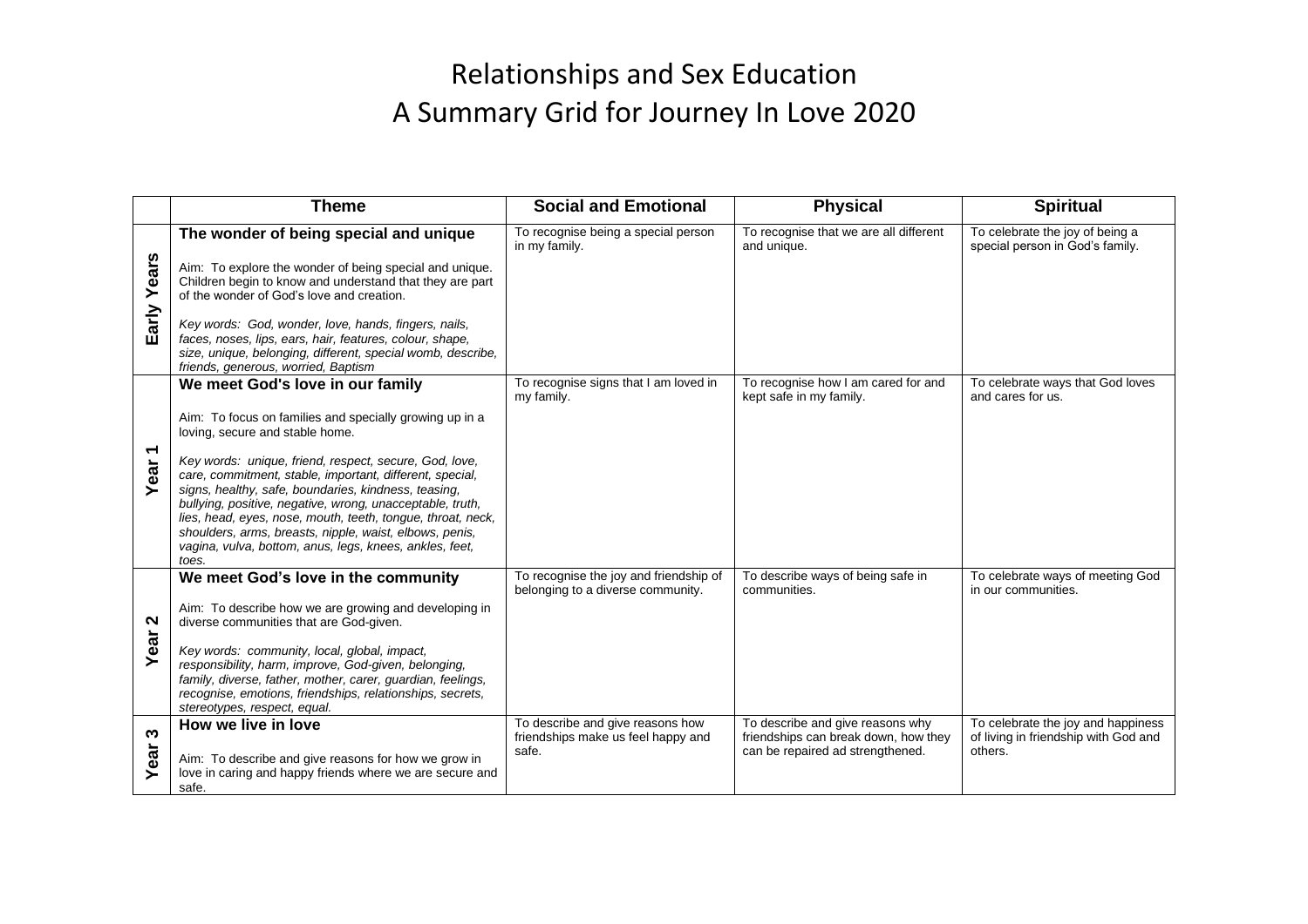# Relationships and Sex Education
# A Summary Grid for Journey In Love 2020

| | Theme | Social and Emotional | Physical | Spiritual |
|---|---|---|---|---|
| Early Years | **The wonder of being special and unique**<br><br>Aim: To explore the wonder of being special and unique. Children begin to know and understand that they are part of the wonder of God's love and creation.<br><br>*Key words: God, wonder, love, hands, fingers, nails, faces, noses, lips, ears, hair, features, colour, shape, size, unique, belonging, different, special womb, describe, friends, generous, worried, Baptism* | To recognise being a special person in my family. | To recognise that we are all different and unique. | To celebrate the joy of being a special person in God's family. |
| Year 1 | **We meet God's love in our family**<br><br>Aim: To focus on families and specially growing up in a loving, secure and stable home.<br><br>*Key words: unique, friend, respect, secure, God, love, care, commitment, stable, important, different, special, signs, healthy, safe, boundaries, kindness, teasing, bullying, positive, negative, wrong, unacceptable, truth, lies, head, eyes, nose, mouth, teeth, tongue, throat, neck, shoulders, arms, breasts, nipple, waist, elbows, penis, vagina, vulva, bottom, anus, legs, knees, ankles, feet, toes.* | To recognise signs that I am loved in my family. | To recognise how I am cared for and kept safe in my family. | To celebrate ways that God loves and cares for us. |
| Year 2 | **We meet God's love in the community**<br><br>Aim: To describe how we are growing and developing in diverse communities that are God-given.<br><br>*Key words: community, local, global, impact, responsibility, harm, improve, God-given, belonging, family, diverse, father, mother, carer, guardian, feelings, recognise, emotions, friendships, relationships, secrets, stereotypes, respect, equal.* | To recognise the joy and friendship of belonging to a diverse community. | To describe ways of being safe in communities. | To celebrate ways of meeting God in our communities. |
| Year 3 | **How we live in love**<br><br>Aim: To describe and give reasons for how we grow in love in caring and happy friends where we are secure and safe. | To describe and give reasons how friendships make us feel happy and safe. | To describe and give reasons why friendships can break down, how they can be repaired ad strengthened. | To celebrate the joy and happiness of living in friendship with God and others. |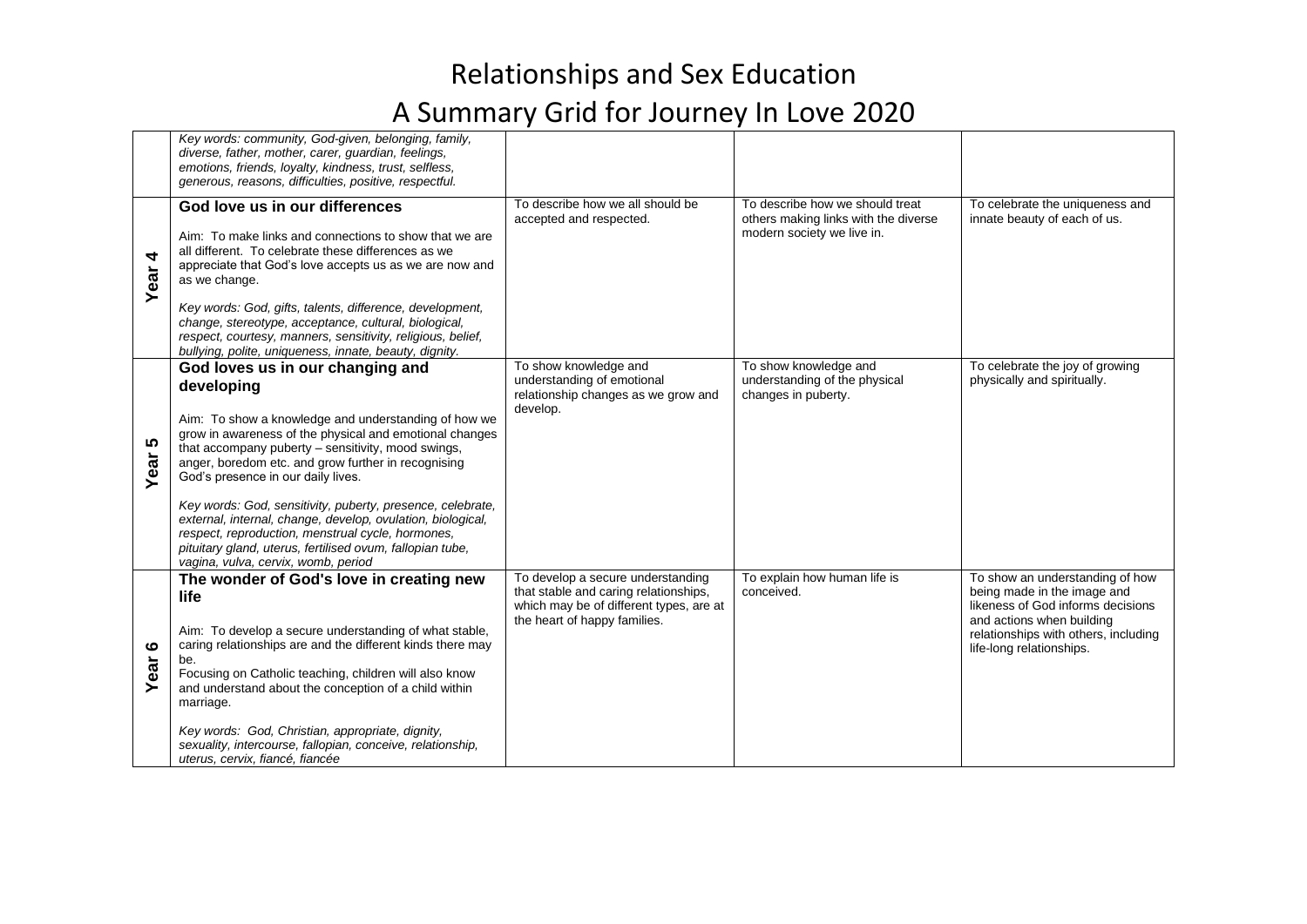# Relationships and Sex Education

# A Summary Grid for Journey In Love 2020

| | | | | |
|---|---|---|---|---|
| | *Key words: community, God-given, belonging, family, diverse, father, mother, carer, guardian, feelings, emotions, friends, loyalty, kindness, trust, selfless, generous, reasons, difficulties, positive, respectful.* | | | |
| **Year 4** | **God love us in our differences**<br><br>Aim: To make links and connections to show that we are all different. To celebrate these differences as we appreciate that God's love accepts us as we are now and as we change.<br><br>*Key words: God, gifts, talents, difference, development, change, stereotype, acceptance, cultural, biological, respect, courtesy, manners, sensitivity, religious, belief, bullying, polite, uniqueness, innate, beauty, dignity.* | To describe how we all should be accepted and respected. | To describe how we should treat others making links with the diverse modern society we live in. | To celebrate the uniqueness and innate beauty of each of us. |
| **Year 5** | **God loves us in our changing and developing**<br><br>Aim: To show a knowledge and understanding of how we grow in awareness of the physical and emotional changes that accompany puberty – sensitivity, mood swings, anger, boredom etc. and grow further in recognising God's presence in our daily lives.<br><br>*Key words: God, sensitivity, puberty, presence, celebrate, external, internal, change, develop, ovulation, biological, respect, reproduction, menstrual cycle, hormones, pituitary gland, uterus, fertilised ovum, fallopian tube, vagina, vulva, cervix, womb, period* | To show knowledge and understanding of emotional relationship changes as we grow and develop. | To show knowledge and understanding of the physical changes in puberty. | To celebrate the joy of growing physically and spiritually. |
| **Year 6** | **The wonder of God's love in creating new life**<br><br>Aim: To develop a secure understanding of what stable, caring relationships are and the different kinds there may be.<br>Focusing on Catholic teaching, children will also know and understand about the conception of a child within marriage.<br><br>*Key words: God, Christian, appropriate, dignity, sexuality, intercourse, fallopian, conceive, relationship, uterus, cervix, fiancé, fiancée* | To develop a secure understanding that stable and caring relationships, which may be of different types, are at the heart of happy families. | To explain how human life is conceived. | To show an understanding of how being made in the image and likeness of God informs decisions and actions when building relationships with others, including life-long relationships. |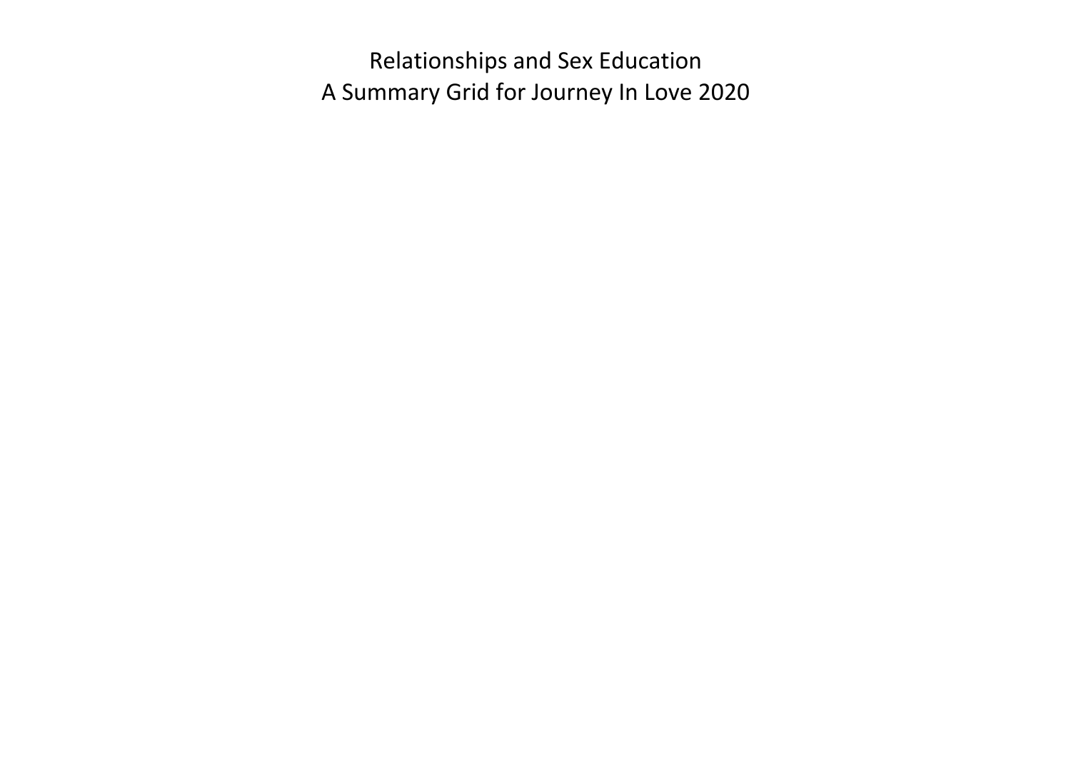Relationships and Sex Education

A Summary Grid for Journey In Love 2020